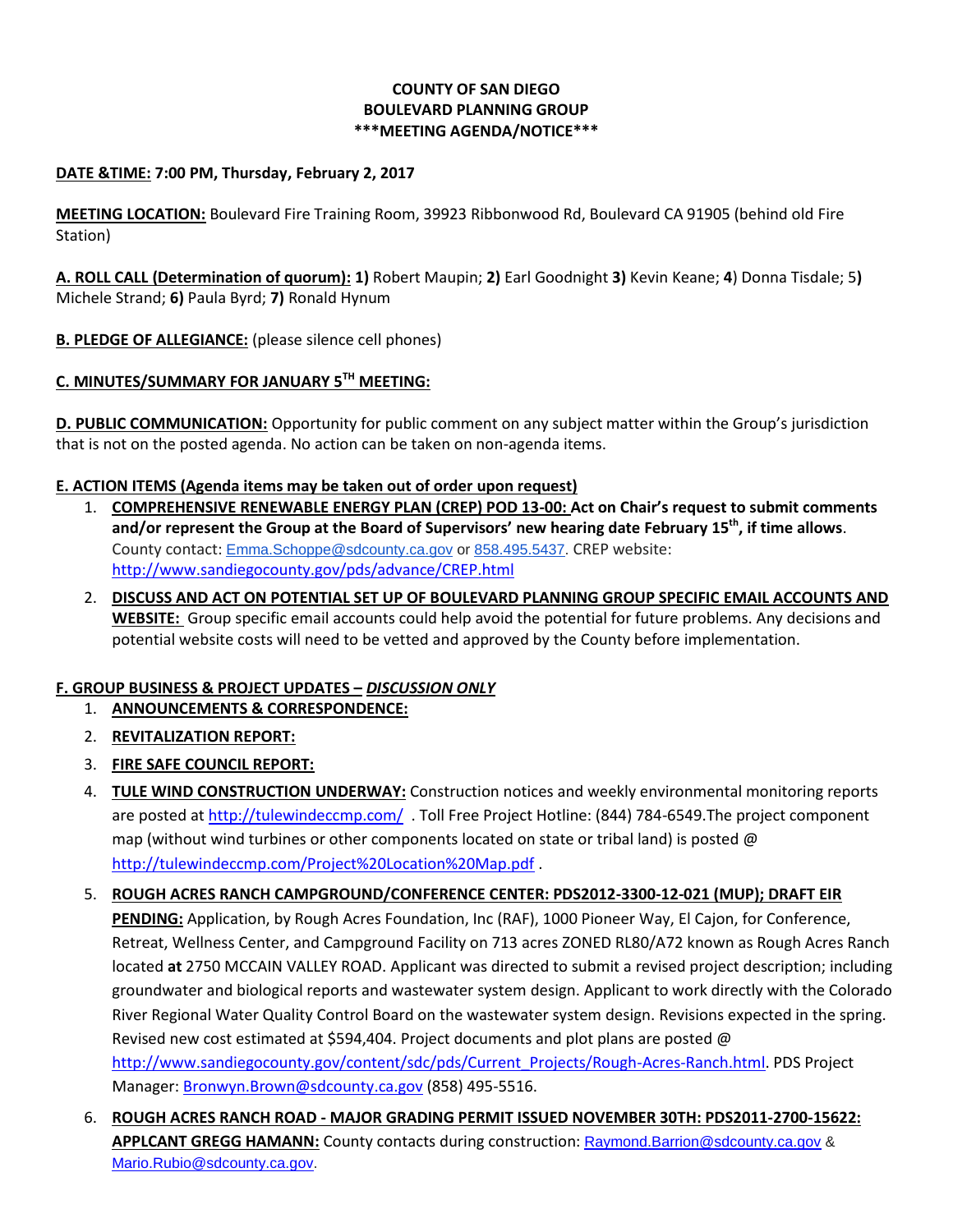**COUNTY OF SAN DIEGO**
**BOULEVARD PLANNING GROUP**
**\*\*\*MEETING AGENDA/NOTICE\*\*\***

**DATE &TIME: 7:00 PM, Thursday, February 2, 2017**

**MEETING LOCATION:** Boulevard Fire Training Room, 39923 Ribbonwood Rd, Boulevard CA 91905 (behind old Fire Station)

**A. ROLL CALL (Determination of quorum): 1)** Robert Maupin; **2)** Earl Goodnight **3)** Kevin Keane; **4**) Donna Tisdale; 5**)** Michele Strand; **6)** Paula Byrd; **7)** Ronald Hynum

**B. PLEDGE OF ALLEGIANCE:** (please silence cell phones)

**C. MINUTES/SUMMARY FOR JANUARY 5TH MEETING:**

**D. PUBLIC COMMUNICATION:** Opportunity for public comment on any subject matter within the Group's jurisdiction that is not on the posted agenda. No action can be taken on non-agenda items.

**E. ACTION ITEMS (Agenda items may be taken out of order upon request)**

1. **COMPREHENSIVE RENEWABLE ENERGY PLAN (CREP) POD 13-00: Act on Chair's request to submit comments and/or represent the Group at the Board of Supervisors' new hearing date February 15th, if time allows**. County contact: Emma.Schoppe@sdcounty.ca.gov or 858.495.5437. CREP website: http://www.sandiegocounty.gov/pds/advance/CREP.html
2. **DISCUSS AND ACT ON POTENTIAL SET UP OF BOULEVARD PLANNING GROUP SPECIFIC EMAIL ACCOUNTS AND WEBSITE:** Group specific email accounts could help avoid the potential for future problems. Any decisions and potential website costs will need to be vetted and approved by the County before implementation.

**F. GROUP BUSINESS & PROJECT UPDATES – *DISCUSSION ONLY***

1. **ANNOUNCEMENTS & CORRESPONDENCE:**
2. **REVITALIZATION REPORT:**
3. **FIRE SAFE COUNCIL REPORT:**
4. **TULE WIND CONSTRUCTION UNDERWAY:** Construction notices and weekly environmental monitoring reports are posted at http://tulewindeccmp.com/ . Toll Free Project Hotline: (844) 784-6549.The project component map (without wind turbines or other components located on state or tribal land) is posted @ http://tulewindeccmp.com/Project%20Location%20Map.pdf .
5. **ROUGH ACRES RANCH CAMPGROUND/CONFERENCE CENTER: PDS2012-3300-12-021 (MUP); DRAFT EIR PENDING:** Application, by Rough Acres Foundation, Inc (RAF), 1000 Pioneer Way, El Cajon, for Conference, Retreat, Wellness Center, and Campground Facility on 713 acres ZONED RL80/A72 known as Rough Acres Ranch located **at** 2750 MCCAIN VALLEY ROAD. Applicant was directed to submit a revised project description; including groundwater and biological reports and wastewater system design. Applicant to work directly with the Colorado River Regional Water Quality Control Board on the wastewater system design. Revisions expected in the spring. Revised new cost estimated at $594,404. Project documents and plot plans are posted @ http://www.sandiegocounty.gov/content/sdc/pds/Current_Projects/Rough-Acres-Ranch.html. PDS Project Manager: Bronwyn.Brown@sdcounty.ca.gov (858) 495-5516.
6. **ROUGH ACRES RANCH ROAD - MAJOR GRADING PERMIT ISSUED NOVEMBER 30TH: PDS2011-2700-15622: APPLCANT GREGG HAMANN:** County contacts during construction: Raymond.Barrion@sdcounty.ca.gov & Mario.Rubio@sdcounty.ca.gov.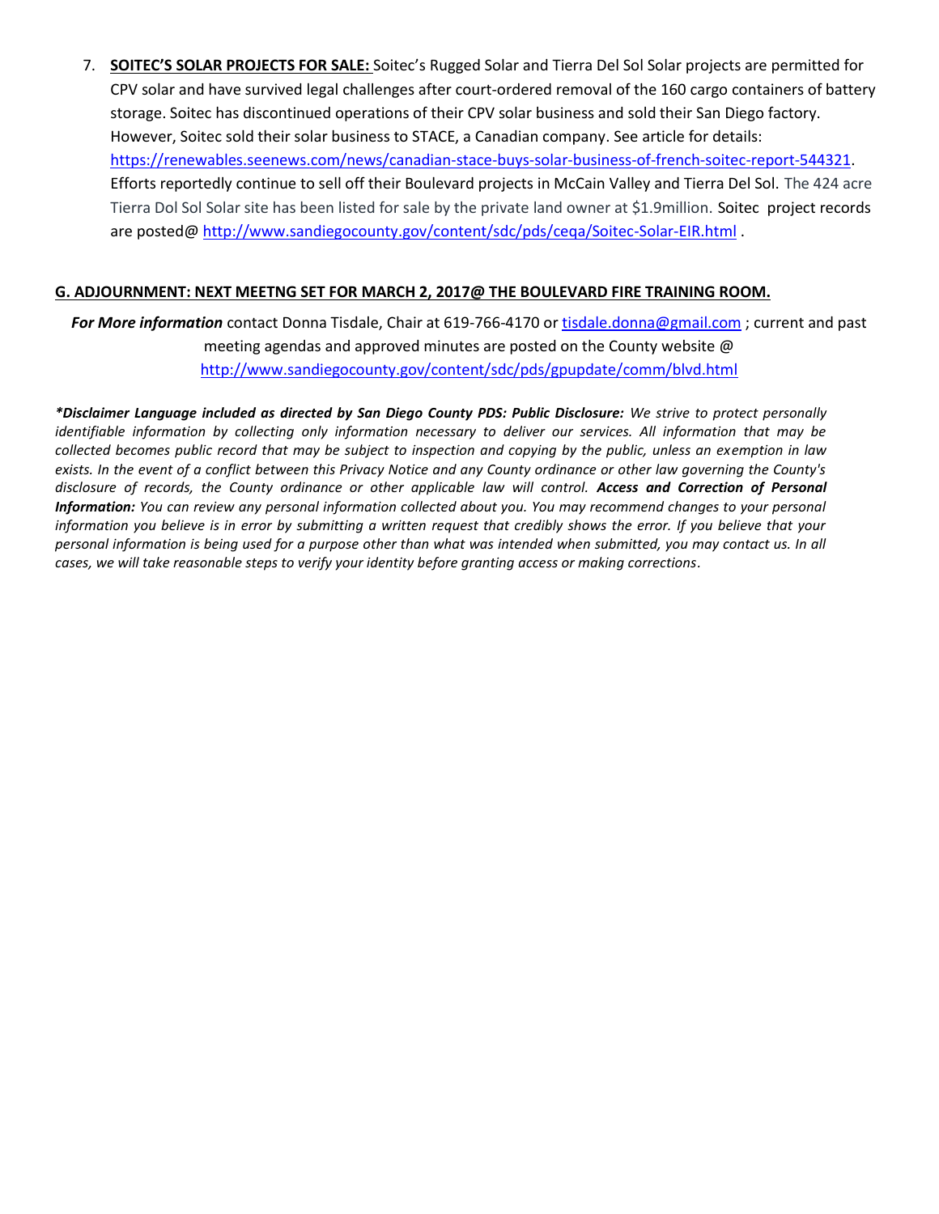7. **SOITEC'S SOLAR PROJECTS FOR SALE:** Soitec's Rugged Solar and Tierra Del Sol Solar projects are permitted for CPV solar and have survived legal challenges after court-ordered removal of the 160 cargo containers of battery storage. Soitec has discontinued operations of their CPV solar business and sold their San Diego factory. However, Soitec sold their solar business to STACE, a Canadian company. See article for details: https://renewables.seenews.com/news/canadian-stace-buys-solar-business-of-french-soitec-report-544321. Efforts reportedly continue to sell off their Boulevard projects in McCain Valley and Tierra Del Sol. The 424 acre Tierra Dol Sol Solar site has been listed for sale by the private land owner at $1.9million. Soitec project records are posted@ http://www.sandiegocounty.gov/content/sdc/pds/ceqa/Soitec-Solar-EIR.html .

**G. ADJOURNMENT: NEXT MEETNG SET FOR MARCH 2, 2017@ THE BOULEVARD FIRE TRAINING ROOM.**

***For More information*** contact Donna Tisdale, Chair at 619-766-4170 or tisdale.donna@gmail.com ; current and past meeting agendas and approved minutes are posted on the County website @ http://www.sandiegocounty.gov/content/sdc/pds/gpupdate/comm/blvd.html

***\*Disclaimer Language included as directed by San Diego County PDS: Public Disclosure:** We strive to protect personally identifiable information by collecting only information necessary to deliver our services. All information that may be collected becomes public record that may be subject to inspection and copying by the public, unless an exemption in law exists. In the event of a conflict between this Privacy Notice and any County ordinance or other law governing the County's disclosure of records, the County ordinance or other applicable law will control. **Access and Correction of Personal Information:** You can review any personal information collected about you. You may recommend changes to your personal information you believe is in error by submitting a written request that credibly shows the error. If you believe that your personal information is being used for a purpose other than what was intended when submitted, you may contact us. In all cases, we will take reasonable steps to verify your identity before granting access or making corrections.*